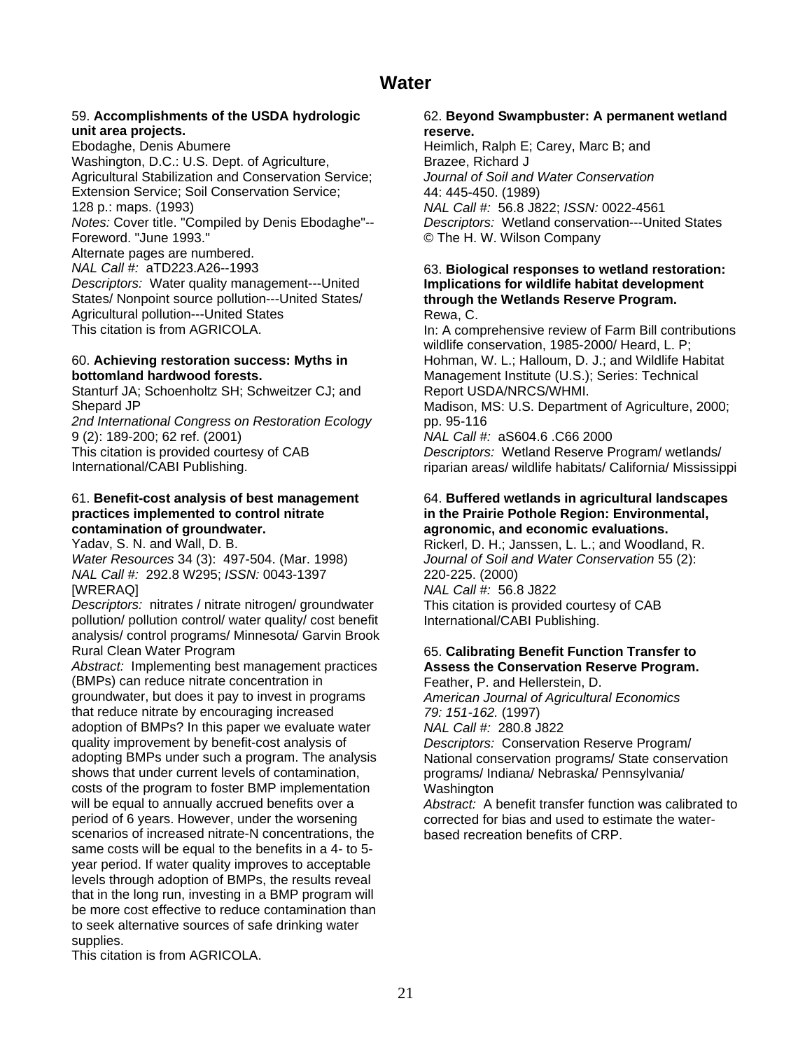# Water

59. **Accomplishments of the USDA hydrologic unit area projects.**
Ebodaghe, Denis Abumere
Washington, D.C.: U.S. Dept. of Agriculture, Agricultural Stabilization and Conservation Service; Extension Service; Soil Conservation Service; 128 p.: maps. (1993)
*Notes:* Cover title. "Compiled by Denis Ebodaghe"--Foreword. "June 1993."
Alternate pages are numbered.
*NAL Call #:* aTD223.A26--1993
*Descriptors:* Water quality management---United States/ Nonpoint source pollution---United States/ Agricultural pollution---United States
This citation is from AGRICOLA.

60. **Achieving restoration success: Myths in bottomland hardwood forests.**
Stanturf JA; Schoenholtz SH; Schweitzer CJ; and Shepard JP
*2nd International Congress on Restoration Ecology* 9 (2): 189-200; 62 ref. (2001)
This citation is provided courtesy of CAB International/CABI Publishing.

61. **Benefit-cost analysis of best management practices implemented to control nitrate contamination of groundwater.**
Yadav, S. N. and Wall, D. B.
*Water Resources* 34 (3): 497-504. (Mar. 1998)
*NAL Call #:* 292.8 W295; *ISSN:* 0043-1397 [WRERAQ]
*Descriptors:* nitrates / nitrate nitrogen/ groundwater pollution/ pollution control/ water quality/ cost benefit analysis/ control programs/ Minnesota/ Garvin Brook Rural Clean Water Program
*Abstract:* Implementing best management practices (BMPs) can reduce nitrate concentration in groundwater, but does it pay to invest in programs that reduce nitrate by encouraging increased adoption of BMPs? In this paper we evaluate water quality improvement by benefit-cost analysis of adopting BMPs under such a program. The analysis shows that under current levels of contamination, costs of the program to foster BMP implementation will be equal to annually accrued benefits over a period of 6 years. However, under the worsening scenarios of increased nitrate-N concentrations, the same costs will be equal to the benefits in a 4- to 5-year period. If water quality improves to acceptable levels through adoption of BMPs, the results reveal that in the long run, investing in a BMP program will be more cost effective to reduce contamination than to seek alternative sources of safe drinking water supplies.
This citation is from AGRICOLA.

62. **Beyond Swampbuster: A permanent wetland reserve.**
Heimlich, Ralph E; Carey, Marc B; and Brazee, Richard J
*Journal of Soil and Water Conservation* 44: 445-450. (1989)
*NAL Call #:* 56.8 J822; *ISSN:* 0022-4561
*Descriptors:* Wetland conservation---United States
© The H. W. Wilson Company

63. **Biological responses to wetland restoration: Implications for wildlife habitat development through the Wetlands Reserve Program.**
Rewa, C.
In: A comprehensive review of Farm Bill contributions wildlife conservation, 1985-2000/ Heard, L. P; Hohman, W. L.; Halloum, D. J.; and Wildlife Habitat Management Institute (U.S.); Series: Technical Report USDA/NRCS/WHMI.
Madison, MS: U.S. Department of Agriculture, 2000; pp. 95-116
*NAL Call #:* aS604.6 .C66 2000
*Descriptors:* Wetland Reserve Program/ wetlands/ riparian areas/ wildlife habitats/ California/ Mississippi

64. **Buffered wetlands in agricultural landscapes in the Prairie Pothole Region: Environmental, agronomic, and economic evaluations.**
Rickerl, D. H.; Janssen, L. L.; and Woodland, R.
*Journal of Soil and Water Conservation* 55 (2): 220-225. (2000)
*NAL Call #:* 56.8 J822
This citation is provided courtesy of CAB International/CABI Publishing.

65. **Calibrating Benefit Function Transfer to Assess the Conservation Reserve Program.**
Feather, P. and Hellerstein, D.
*American Journal of Agricultural Economics 79: 151-162.* (1997)
*NAL Call #:* 280.8 J822
*Descriptors:* Conservation Reserve Program/ National conservation programs/ State conservation programs/ Indiana/ Nebraska/ Pennsylvania/ Washington
*Abstract:* A benefit transfer function was calibrated to corrected for bias and used to estimate the water-based recreation benefits of CRP.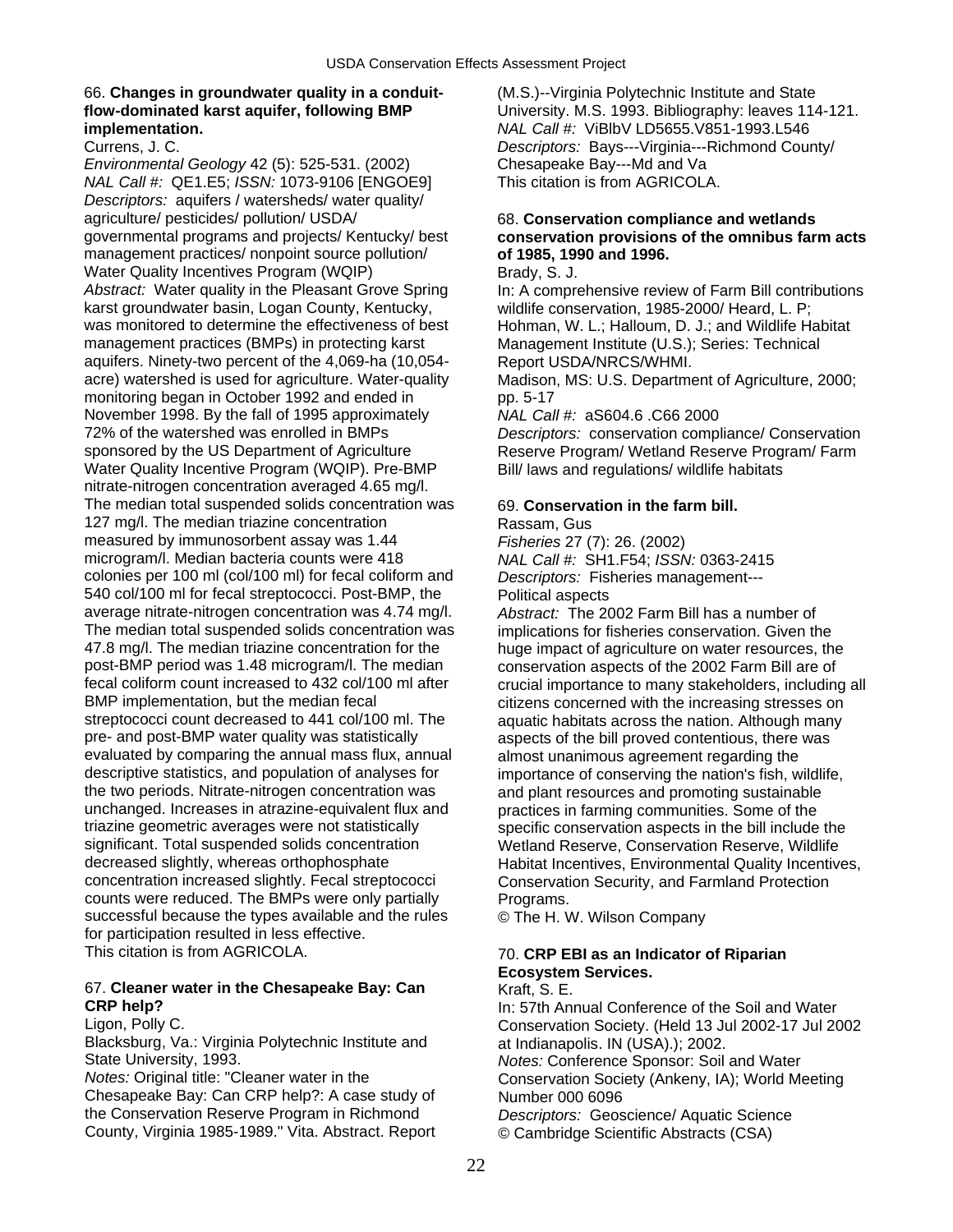66. **Changes in groundwater quality in a conduit-flow-dominated karst aquifer, following BMP implementation.**
Currens, J. C.
*Environmental Geology* 42 (5): 525-531. (2002)
*NAL Call #:* QE1.E5; *ISSN:* 1073-9106 [ENGOE9]
*Descriptors:* aquifers / watersheds/ water quality/ agriculture/ pesticides/ pollution/ USDA/ governmental programs and projects/ Kentucky/ best management practices/ nonpoint source pollution/ Water Quality Incentives Program (WQIP)
*Abstract:* Water quality in the Pleasant Grove Spring karst groundwater basin, Logan County, Kentucky, was monitored to determine the effectiveness of best management practices (BMPs) in protecting karst aquifers. Ninety-two percent of the 4,069-ha (10,054-acre) watershed is used for agriculture. Water-quality monitoring began in October 1992 and ended in November 1998. By the fall of 1995 approximately 72% of the watershed was enrolled in BMPs sponsored by the US Department of Agriculture Water Quality Incentive Program (WQIP). Pre-BMP nitrate-nitrogen concentration averaged 4.65 mg/l. The median total suspended solids concentration was 127 mg/l. The median triazine concentration measured by immunosorbent assay was 1.44 microgram/l. Median bacteria counts were 418 colonies per 100 ml (col/100 ml) for fecal coliform and 540 col/100 ml for fecal streptococci. Post-BMP, the average nitrate-nitrogen concentration was 4.74 mg/l. The median total suspended solids concentration was 47.8 mg/l. The median triazine concentration for the post-BMP period was 1.48 microgram/l. The median fecal coliform count increased to 432 col/100 ml after BMP implementation, but the median fecal streptococci count decreased to 441 col/100 ml. The pre- and post-BMP water quality was statistically evaluated by comparing the annual mass flux, annual descriptive statistics, and population of analyses for the two periods. Nitrate-nitrogen concentration was unchanged. Increases in atrazine-equivalent flux and triazine geometric averages were not statistically significant. Total suspended solids concentration decreased slightly, whereas orthophosphate concentration increased slightly. Fecal streptococci counts were reduced. The BMPs were only partially successful because the types available and the rules for participation resulted in less effective.
This citation is from AGRICOLA.

67. **Cleaner water in the Chesapeake Bay: Can CRP help?**
Ligon, Polly C.
Blacksburg, Va.: Virginia Polytechnic Institute and State University, 1993.
*Notes:* Original title: "Cleaner water in the Chesapeake Bay: Can CRP help?: A case study of the Conservation Reserve Program in Richmond County, Virginia 1985-1989." Vita. Abstract. Report (M.S.)--Virginia Polytechnic Institute and State University. M.S. 1993. Bibliography: leaves 114-121.
*NAL Call #:* ViBlbV LD5655.V851-1993.L546
*Descriptors:* Bays---Virginia---Richmond County/ Chesapeake Bay---Md and Va
This citation is from AGRICOLA.

68. **Conservation compliance and wetlands conservation provisions of the omnibus farm acts of 1985, 1990 and 1996.**
Brady, S. J.
In: A comprehensive review of Farm Bill contributions wildlife conservation, 1985-2000/ Heard, L. P; Hohman, W. L.; Halloum, D. J.; and Wildlife Habitat Management Institute (U.S.); Series: Technical Report USDA/NRCS/WHMI.
Madison, MS: U.S. Department of Agriculture, 2000; pp. 5-17
*NAL Call #:* aS604.6 .C66 2000
*Descriptors:* conservation compliance/ Conservation Reserve Program/ Wetland Reserve Program/ Farm Bill/ laws and regulations/ wildlife habitats

69. **Conservation in the farm bill.**
Rassam, Gus
*Fisheries* 27 (7): 26. (2002)
*NAL Call #:* SH1.F54; *ISSN:* 0363-2415
*Descriptors:* Fisheries management---Political aspects
*Abstract:* The 2002 Farm Bill has a number of implications for fisheries conservation. Given the huge impact of agriculture on water resources, the conservation aspects of the 2002 Farm Bill are of crucial importance to many stakeholders, including all citizens concerned with the increasing stresses on aquatic habitats across the nation. Although many aspects of the bill proved contentious, there was almost unanimous agreement regarding the importance of conserving the nation's fish, wildlife, and plant resources and promoting sustainable practices in farming communities. Some of the specific conservation aspects in the bill include the Wetland Reserve, Conservation Reserve, Wildlife Habitat Incentives, Environmental Quality Incentives, Conservation Security, and Farmland Protection Programs.
© The H. W. Wilson Company

70. **CRP EBI as an Indicator of Riparian Ecosystem Services.**
Kraft, S. E.
In: 57th Annual Conference of the Soil and Water Conservation Society. (Held 13 Jul 2002-17 Jul 2002 at Indianapolis. IN (USA).); 2002.
*Notes:* Conference Sponsor: Soil and Water Conservation Society (Ankeny, IA); World Meeting Number 000 6096
*Descriptors:* Geoscience/ Aquatic Science
© Cambridge Scientific Abstracts (CSA)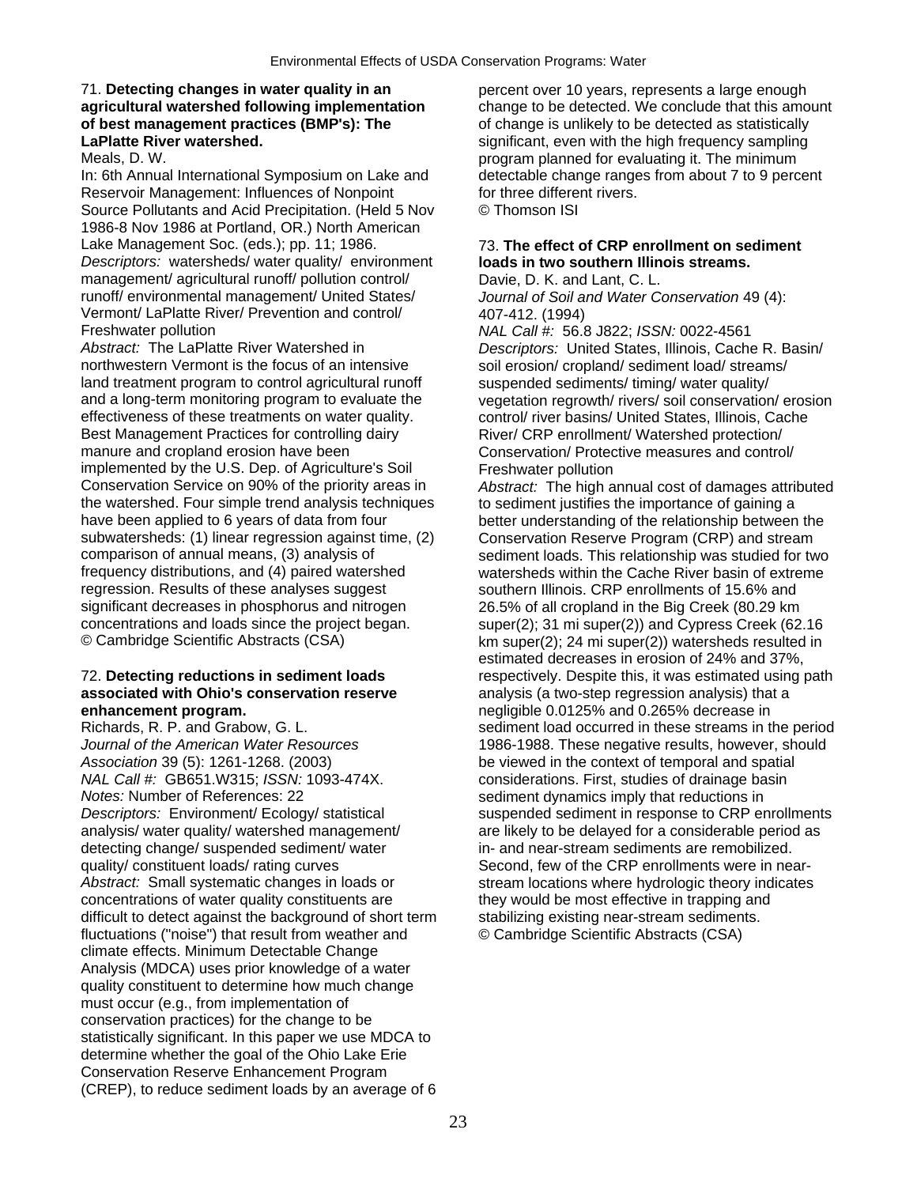71. **Detecting changes in water quality in an agricultural watershed following implementation of best management practices (BMP's): The LaPlatte River watershed.**

Meals, D. W.

In: 6th Annual International Symposium on Lake and Reservoir Management: Influences of Nonpoint Source Pollutants and Acid Precipitation. (Held 5 Nov 1986-8 Nov 1986 at Portland, OR.) North American Lake Management Soc. (eds.); pp. 11; 1986.

*Descriptors:* watersheds/ water quality/ environment management/ agricultural runoff/ pollution control/ runoff/ environmental management/ United States/ Vermont/ LaPlatte River/ Prevention and control/ Freshwater pollution

*Abstract:* The LaPlatte River Watershed in northwestern Vermont is the focus of an intensive land treatment program to control agricultural runoff and a long-term monitoring program to evaluate the effectiveness of these treatments on water quality. Best Management Practices for controlling dairy manure and cropland erosion have been implemented by the U.S. Dep. of Agriculture's Soil Conservation Service on 90% of the priority areas in the watershed. Four simple trend analysis techniques have been applied to 6 years of data from four subwatersheds: (1) linear regression against time, (2) comparison of annual means, (3) analysis of frequency distributions, and (4) paired watershed regression. Results of these analyses suggest significant decreases in phosphorus and nitrogen concentrations and loads since the project began.

© Cambridge Scientific Abstracts (CSA)

72. **Detecting reductions in sediment loads associated with Ohio's conservation reserve enhancement program.**

Richards, R. P. and Grabow, G. L.

*Journal of the American Water Resources Association* 39 (5): 1261-1268. (2003)

*NAL Call #:* GB651.W315; *ISSN:* 1093-474X.

*Notes:* Number of References: 22

*Descriptors:* Environment/ Ecology/ statistical analysis/ water quality/ watershed management/ detecting change/ suspended sediment/ water quality/ constituent loads/ rating curves

*Abstract:* Small systematic changes in loads or concentrations of water quality constituents are difficult to detect against the background of short term fluctuations ("noise") that result from weather and climate effects. Minimum Detectable Change Analysis (MDCA) uses prior knowledge of a water quality constituent to determine how much change must occur (e.g., from implementation of conservation practices) for the change to be statistically significant. In this paper we use MDCA to determine whether the goal of the Ohio Lake Erie Conservation Reserve Enhancement Program (CREP), to reduce sediment loads by an average of 6 percent over 10 years, represents a large enough change to be detected. We conclude that this amount of change is unlikely to be detected as statistically significant, even with the high frequency sampling program planned for evaluating it. The minimum detectable change ranges from about 7 to 9 percent for three different rivers.

© Thomson ISI

73. **The effect of CRP enrollment on sediment loads in two southern Illinois streams.**

Davie, D. K. and Lant, C. L.

*Journal of Soil and Water Conservation* 49 (4): 407-412. (1994)

*NAL Call #:* 56.8 J822; *ISSN:* 0022-4561

*Descriptors:* United States, Illinois, Cache R. Basin/ soil erosion/ cropland/ sediment load/ streams/ suspended sediments/ timing/ water quality/ vegetation regrowth/ rivers/ soil conservation/ erosion control/ river basins/ United States, Illinois, Cache River/ CRP enrollment/ Watershed protection/ Conservation/ Protective measures and control/ Freshwater pollution

*Abstract:* The high annual cost of damages attributed to sediment justifies the importance of gaining a better understanding of the relationship between the Conservation Reserve Program (CRP) and stream sediment loads. This relationship was studied for two watersheds within the Cache River basin of extreme southern Illinois. CRP enrollments of 15.6% and 26.5% of all cropland in the Big Creek (80.29 km super(2); 31 mi super(2)) and Cypress Creek (62.16 km super(2); 24 mi super(2)) watersheds resulted in estimated decreases in erosion of 24% and 37%, respectively. Despite this, it was estimated using path analysis (a two-step regression analysis) that a negligible 0.0125% and 0.265% decrease in sediment load occurred in these streams in the period 1986-1988. These negative results, however, should be viewed in the context of temporal and spatial considerations. First, studies of drainage basin sediment dynamics imply that reductions in suspended sediment in response to CRP enrollments are likely to be delayed for a considerable period as in- and near-stream sediments are remobilized. Second, few of the CRP enrollments were in near-stream locations where hydrologic theory indicates they would be most effective in trapping and stabilizing existing near-stream sediments.

© Cambridge Scientific Abstracts (CSA)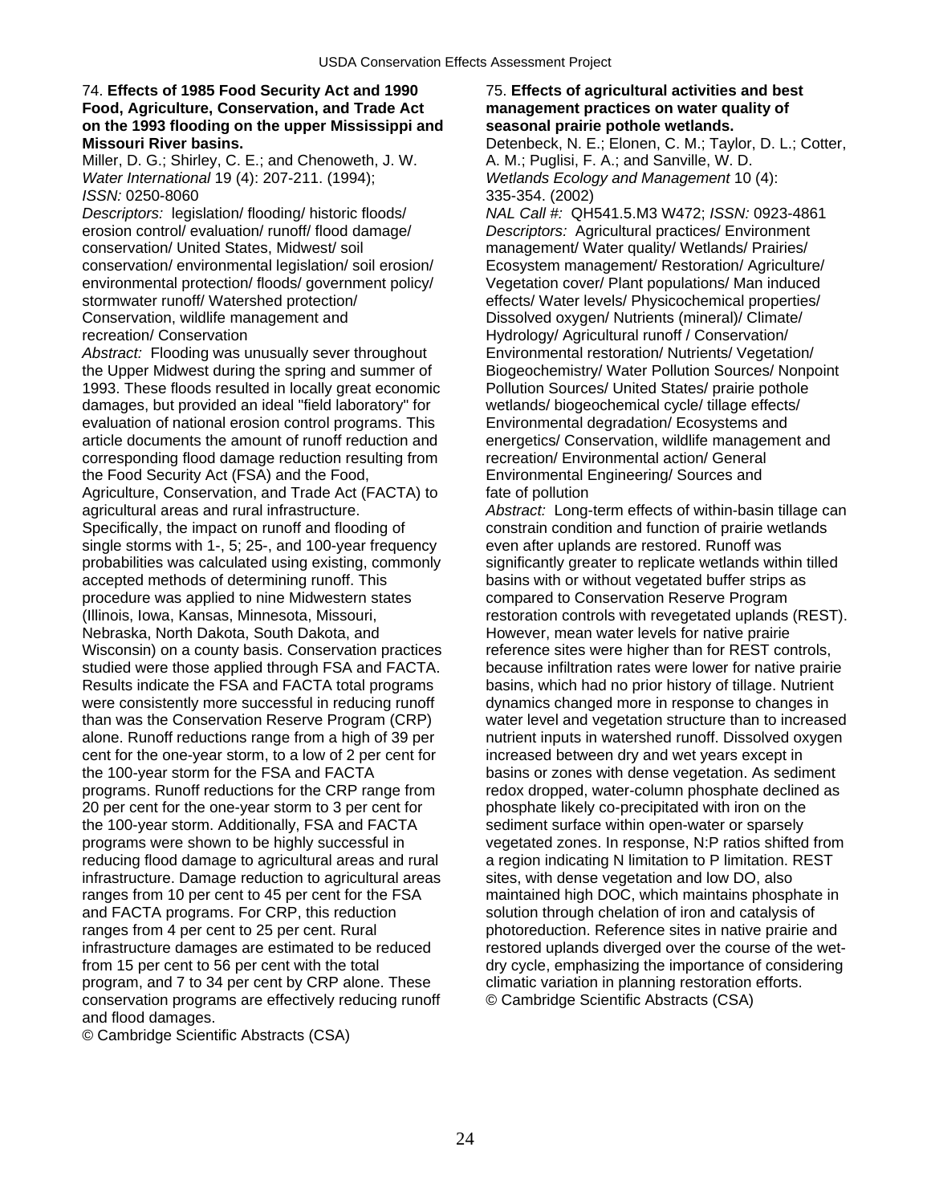74. **Effects of 1985 Food Security Act and 1990 Food, Agriculture, Conservation, and Trade Act on the 1993 flooding on the upper Mississippi and Missouri River basins.**
Miller, D. G.; Shirley, C. E.; and Chenoweth, J. W.
*Water International* 19 (4): 207-211. (1994);
*ISSN:* 0250-8060

*Descriptors:* legislation/ flooding/ historic floods/ erosion control/ evaluation/ runoff/ flood damage/ conservation/ United States, Midwest/ soil conservation/ environmental legislation/ soil erosion/ environmental protection/ floods/ government policy/ stormwater runoff/ Watershed protection/ Conservation, wildlife management and recreation/ Conservation

*Abstract:* Flooding was unusually sever throughout the Upper Midwest during the spring and summer of 1993. These floods resulted in locally great economic damages, but provided an ideal "field laboratory" for evaluation of national erosion control programs. This article documents the amount of runoff reduction and corresponding flood damage reduction resulting from the Food Security Act (FSA) and the Food, Agriculture, Conservation, and Trade Act (FACTA) to agricultural areas and rural infrastructure. Specifically, the impact on runoff and flooding of single storms with 1-, 5; 25-, and 100-year frequency probabilities was calculated using existing, commonly accepted methods of determining runoff. This procedure was applied to nine Midwestern states (Illinois, Iowa, Kansas, Minnesota, Missouri, Nebraska, North Dakota, South Dakota, and Wisconsin) on a county basis. Conservation practices studied were those applied through FSA and FACTA. Results indicate the FSA and FACTA total programs were consistently more successful in reducing runoff than was the Conservation Reserve Program (CRP) alone. Runoff reductions range from a high of 39 per cent for the one-year storm, to a low of 2 per cent for the 100-year storm for the FSA and FACTA programs. Runoff reductions for the CRP range from 20 per cent for the one-year storm to 3 per cent for the 100-year storm. Additionally, FSA and FACTA programs were shown to be highly successful in reducing flood damage to agricultural areas and rural infrastructure. Damage reduction to agricultural areas ranges from 10 per cent to 45 per cent for the FSA and FACTA programs. For CRP, this reduction ranges from 4 per cent to 25 per cent. Rural infrastructure damages are estimated to be reduced from 15 per cent to 56 per cent with the total program, and 7 to 34 per cent by CRP alone. These conservation programs are effectively reducing runoff and flood damages.
© Cambridge Scientific Abstracts (CSA)

75. **Effects of agricultural activities and best management practices on water quality of seasonal prairie pothole wetlands.**
Detenbeck, N. E.; Elonen, C. M.; Taylor, D. L.; Cotter, A. M.; Puglisi, F. A.; and Sanville, W. D.
*Wetlands Ecology and Management* 10 (4): 335-354. (2002)
*NAL Call #:* QH541.5.M3 W472; *ISSN:* 0923-4861

*Descriptors:* Agricultural practices/ Environment management/ Water quality/ Wetlands/ Prairies/ Ecosystem management/ Restoration/ Agriculture/ Vegetation cover/ Plant populations/ Man induced effects/ Water levels/ Physicochemical properties/ Dissolved oxygen/ Nutrients (mineral)/ Climate/ Hydrology/ Agricultural runoff / Conservation/ Environmental restoration/ Nutrients/ Vegetation/ Biogeochemistry/ Water Pollution Sources/ Nonpoint Pollution Sources/ United States/ prairie pothole wetlands/ biogeochemical cycle/ tillage effects/ Environmental degradation/ Ecosystems and energetics/ Conservation, wildlife management and recreation/ Environmental action/ General Environmental Engineering/ Sources and fate of pollution

*Abstract:* Long-term effects of within-basin tillage can constrain condition and function of prairie wetlands even after uplands are restored. Runoff was significantly greater to replicate wetlands within tilled basins with or without vegetated buffer strips as compared to Conservation Reserve Program restoration controls with revegetated uplands (REST). However, mean water levels for native prairie reference sites were higher than for REST controls, because infiltration rates were lower for native prairie basins, which had no prior history of tillage. Nutrient dynamics changed more in response to changes in water level and vegetation structure than to increased nutrient inputs in watershed runoff. Dissolved oxygen increased between dry and wet years except in basins or zones with dense vegetation. As sediment redox dropped, water-column phosphate declined as phosphate likely co-precipitated with iron on the sediment surface within open-water or sparsely vegetated zones. In response, N:P ratios shifted from a region indicating N limitation to P limitation. REST sites, with dense vegetation and low DO, also maintained high DOC, which maintains phosphate in solution through chelation of iron and catalysis of photoreduction. Reference sites in native prairie and restored uplands diverged over the course of the wet-dry cycle, emphasizing the importance of considering climatic variation in planning restoration efforts.
© Cambridge Scientific Abstracts (CSA)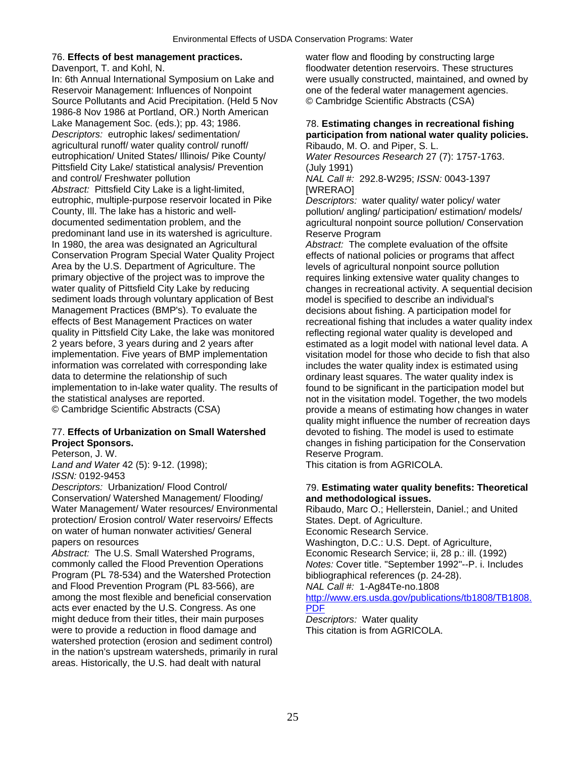76. **Effects of best management practices.**
Davenport, T. and Kohl, N.
In: 6th Annual International Symposium on Lake and Reservoir Management: Influences of Nonpoint Source Pollutants and Acid Precipitation. (Held 5 Nov 1986-8 Nov 1986 at Portland, OR.) North American Lake Management Soc. (eds.); pp. 43; 1986.
*Descriptors:* eutrophic lakes/ sedimentation/ agricultural runoff/ water quality control/ runoff/ eutrophication/ United States/ Illinois/ Pike County/ Pittsfield City Lake/ statistical analysis/ Prevention and control/ Freshwater pollution
*Abstract:* Pittsfield City Lake is a light-limited, eutrophic, multiple-purpose reservoir located in Pike County, Ill. The lake has a historic and well-documented sedimentation problem, and the predominant land use in its watershed is agriculture. In 1980, the area was designated an Agricultural Conservation Program Special Water Quality Project Area by the U.S. Department of Agriculture. The primary objective of the project was to improve the water quality of Pittsfield City Lake by reducing sediment loads through voluntary application of Best Management Practices (BMP's). To evaluate the effects of Best Management Practices on water quality in Pittsfield City Lake, the lake was monitored 2 years before, 3 years during and 2 years after implementation. Five years of BMP implementation information was correlated with corresponding lake data to determine the relationship of such implementation to in-lake water quality. The results of the statistical analyses are reported.
© Cambridge Scientific Abstracts (CSA)

77. **Effects of Urbanization on Small Watershed Project Sponsors.**
Peterson, J. W.
*Land and Water* 42 (5): 9-12. (1998);
*ISSN:* 0192-9453
*Descriptors:* Urbanization/ Flood Control/ Conservation/ Watershed Management/ Flooding/ Water Management/ Water resources/ Environmental protection/ Erosion control/ Water reservoirs/ Effects on water of human nonwater activities/ General papers on resources
*Abstract:* The U.S. Small Watershed Programs, commonly called the Flood Prevention Operations Program (PL 78-534) and the Watershed Protection and Flood Prevention Program (PL 83-566), are among the most flexible and beneficial conservation acts ever enacted by the U.S. Congress. As one might deduce from their titles, their main purposes were to provide a reduction in flood damage and watershed protection (erosion and sediment control) in the nation's upstream watersheds, primarily in rural areas. Historically, the U.S. had dealt with natural water flow and flooding by constructing large floodwater detention reservoirs. These structures were usually constructed, maintained, and owned by one of the federal water management agencies.
© Cambridge Scientific Abstracts (CSA)

78. **Estimating changes in recreational fishing participation from national water quality policies.**
Ribaudo, M. O. and Piper, S. L.
*Water Resources Research* 27 (7): 1757-1763. (July 1991)
*NAL Call #:* 292.8-W295; *ISSN:* 0043-1397 [WRERAO]
*Descriptors:* water quality/ water policy/ water pollution/ angling/ participation/ estimation/ models/ agricultural nonpoint source pollution/ Conservation Reserve Program
*Abstract:* The complete evaluation of the offsite effects of national policies or programs that affect levels of agricultural nonpoint source pollution requires linking extensive water quality changes to changes in recreational activity. A sequential decision model is specified to describe an individual's decisions about fishing. A participation model for recreational fishing that includes a water quality index reflecting regional water quality is developed and estimated as a logit model with national level data. A visitation model for those who decide to fish that also includes the water quality index is estimated using ordinary least squares. The water quality index is found to be significant in the participation model but not in the visitation model. Together, the two models provide a means of estimating how changes in water quality might influence the number of recreation days devoted to fishing. The model is used to estimate changes in fishing participation for the Conservation Reserve Program.
This citation is from AGRICOLA.

79. **Estimating water quality benefits: Theoretical and methodological issues.**
Ribaudo, Marc O.; Hellerstein, Daniel.; and United States. Dept. of Agriculture.
Economic Research Service.
Washington, D.C.: U.S. Dept. of Agriculture, Economic Research Service; ii, 28 p.: ill. (1992)
*Notes:* Cover title. "September 1992"--P. i. Includes bibliographical references (p. 24-28).
*NAL Call #:* 1-Ag84Te-no.1808
http://www.ers.usda.gov/publications/tb1808/TB1808.PDF
*Descriptors:* Water quality
This citation is from AGRICOLA.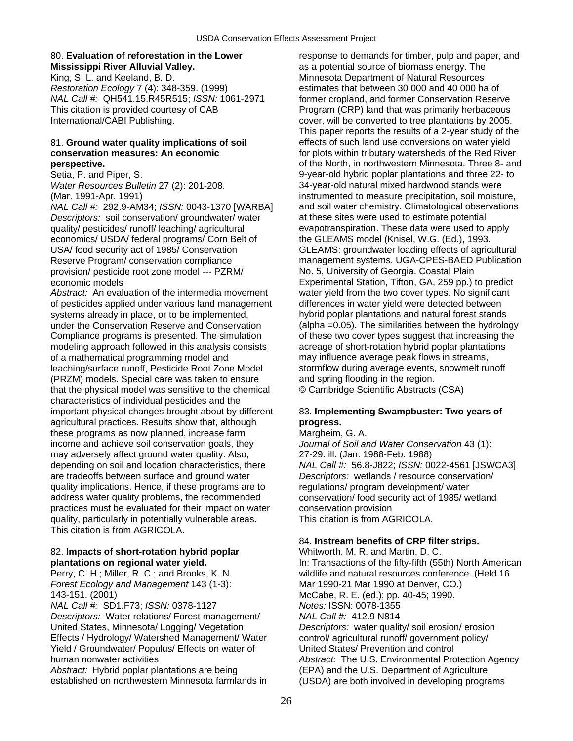80. **Evaluation of reforestation in the Lower Mississippi River Alluvial Valley.**
King, S. L. and Keeland, B. D.
*Restoration Ecology* 7 (4): 348-359. (1999)
*NAL Call #:* QH541.15.R45R515; *ISSN:* 1061-2971
This citation is provided courtesy of CAB International/CABI Publishing.

81. **Ground water quality implications of soil conservation measures: An economic perspective.**
Setia, P. and Piper, S.
*Water Resources Bulletin* 27 (2): 201-208. (Mar. 1991-Apr. 1991)
*NAL Call #:* 292.9-AM34; *ISSN:* 0043-1370 [WARBA]
*Descriptors:* soil conservation/ groundwater/ water quality/ pesticides/ runoff/ leaching/ agricultural economics/ USDA/ federal programs/ Corn Belt of USA/ food security act of 1985/ Conservation Reserve Program/ conservation compliance provision/ pesticide root zone model --- PZRM/ economic models
*Abstract:* An evaluation of the intermedia movement of pesticides applied under various land management systems already in place, or to be implemented, under the Conservation Reserve and Conservation Compliance programs is presented. The simulation modeling approach followed in this analysis consists of a mathematical programming model and leaching/surface runoff, Pesticide Root Zone Model (PRZM) models. Special care was taken to ensure that the physical model was sensitive to the chemical characteristics of individual pesticides and the important physical changes brought about by different agricultural practices. Results show that, although these programs as now planned, increase farm income and achieve soil conservation goals, they may adversely affect ground water quality. Also, depending on soil and location characteristics, there are tradeoffs between surface and ground water quality implications. Hence, if these programs are to address water quality problems, the recommended practices must be evaluated for their impact on water quality, particularly in potentially vulnerable areas.
This citation is from AGRICOLA.

82. **Impacts of short-rotation hybrid poplar plantations on regional water yield.**
Perry, C. H.; Miller, R. C.; and Brooks, K. N.
*Forest Ecology and Management* 143 (1-3): 143-151. (2001)
*NAL Call #:* SD1.F73; *ISSN:* 0378-1127
*Descriptors:* Water relations/ Forest management/ United States, Minnesota/ Logging/ Vegetation Effects / Hydrology/ Watershed Management/ Water Yield / Groundwater/ Populus/ Effects on water of human nonwater activities
*Abstract:* Hybrid poplar plantations are being established on northwestern Minnesota farmlands in response to demands for timber, pulp and paper, and as a potential source of biomass energy. The Minnesota Department of Natural Resources estimates that between 30 000 and 40 000 ha of former cropland, and former Conservation Reserve Program (CRP) land that was primarily herbaceous cover, will be converted to tree plantations by 2005. This paper reports the results of a 2-year study of the effects of such land use conversions on water yield for plots within tributary watersheds of the Red River of the North, in northwestern Minnesota. Three 8- and 9-year-old hybrid poplar plantations and three 22- to 34-year-old natural mixed hardwood stands were instrumented to measure precipitation, soil moisture, and soil water chemistry. Climatological observations at these sites were used to estimate potential evapotranspiration. These data were used to apply the GLEAMS model (Knisel, W.G. (Ed.), 1993. GLEAMS: groundwater loading effects of agricultural management systems. UGA-CPES-BAED Publication No. 5, University of Georgia. Coastal Plain Experimental Station, Tifton, GA, 259 pp.) to predict water yield from the two cover types. No significant differences in water yield were detected between hybrid poplar plantations and natural forest stands (alpha =0.05). The similarities between the hydrology of these two cover types suggest that increasing the acreage of short-rotation hybrid poplar plantations may influence average peak flows in streams, stormflow during average events, snowmelt runoff and spring flooding in the region.
© Cambridge Scientific Abstracts (CSA)

83. **Implementing Swampbuster: Two years of progress.**
Margheim, G. A.
*Journal of Soil and Water Conservation* 43 (1): 27-29. ill. (Jan. 1988-Feb. 1988)
*NAL Call #:* 56.8-J822; *ISSN:* 0022-4561 [JSWCA3]
*Descriptors:* wetlands / resource conservation/ regulations/ program development/ water conservation/ food security act of 1985/ wetland conservation provision
This citation is from AGRICOLA.

84. **Instream benefits of CRP filter strips.**
Whitworth, M. R. and Martin, D. C.
In: Transactions of the fifty-fifth (55th) North American wildlife and natural resources conference. (Held 16 Mar 1990-21 Mar 1990 at Denver, CO.)
McCabe, R. E. (ed.); pp. 40-45; 1990.
*Notes:* ISSN: 0078-1355
*NAL Call #:* 412.9 N814
*Descriptors:* water quality/ soil erosion/ erosion control/ agricultural runoff/ government policy/ United States/ Prevention and control
*Abstract:* The U.S. Environmental Protection Agency (EPA) and the U.S. Department of Agriculture (USDA) are both involved in developing programs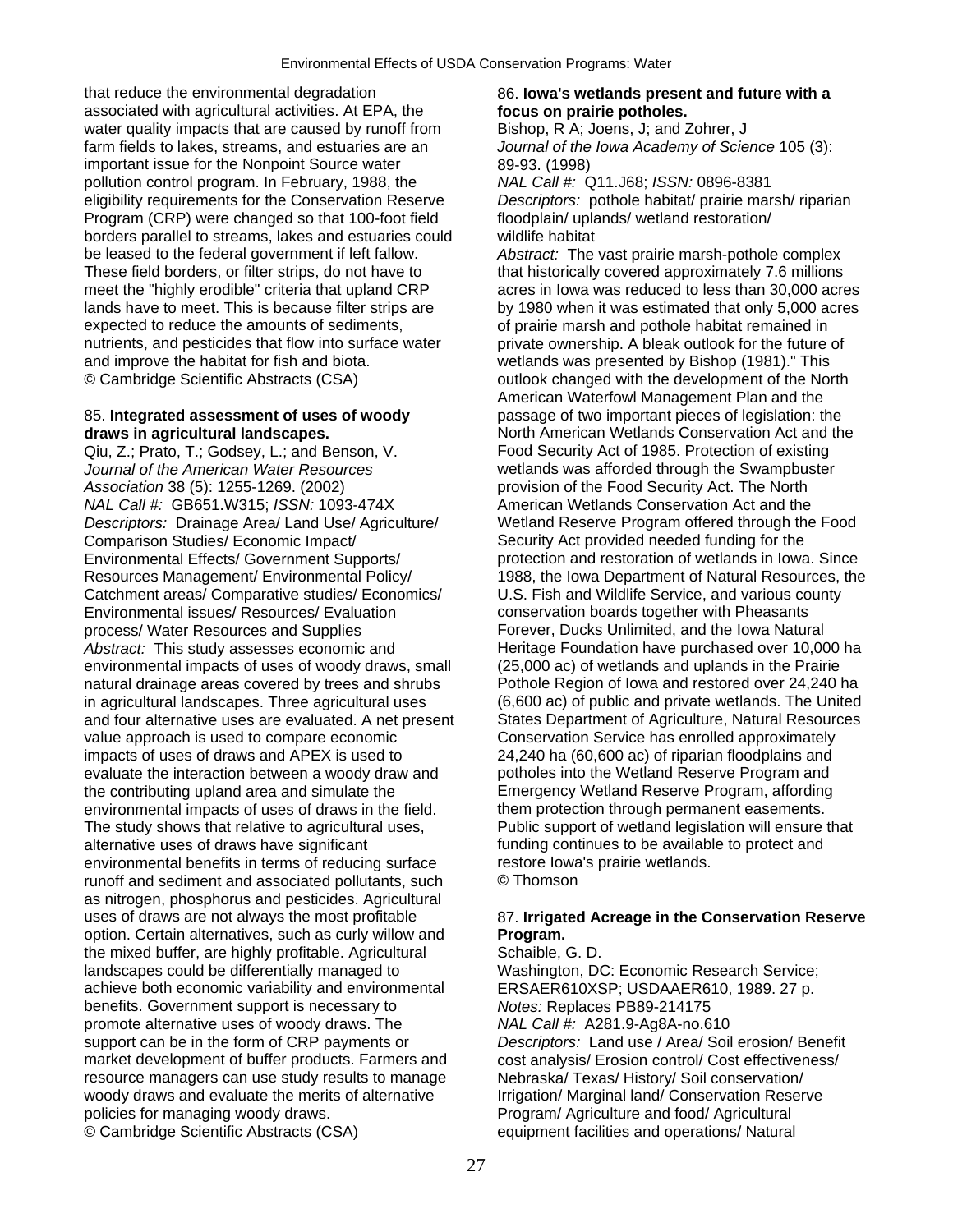that reduce the environmental degradation associated with agricultural activities. At EPA, the water quality impacts that are caused by runoff from farm fields to lakes, streams, and estuaries are an important issue for the Nonpoint Source water pollution control program. In February, 1988, the eligibility requirements for the Conservation Reserve Program (CRP) were changed so that 100-foot field borders parallel to streams, lakes and estuaries could be leased to the federal government if left fallow. These field borders, or filter strips, do not have to meet the "highly erodible" criteria that upland CRP lands have to meet. This is because filter strips are expected to reduce the amounts of sediments, nutrients, and pesticides that flow into surface water and improve the habitat for fish and biota.
© Cambridge Scientific Abstracts (CSA)

85. **Integrated assessment of uses of woody draws in agricultural landscapes.**
Qiu, Z.; Prato, T.; Godsey, L.; and Benson, V.
*Journal of the American Water Resources Association* 38 (5): 1255-1269. (2002)
*NAL Call #:* GB651.W315; *ISSN:* 1093-474X
*Descriptors:* Drainage Area/ Land Use/ Agriculture/ Comparison Studies/ Economic Impact/ Environmental Effects/ Government Supports/ Resources Management/ Environmental Policy/ Catchment areas/ Comparative studies/ Economics/ Environmental issues/ Resources/ Evaluation process/ Water Resources and Supplies
*Abstract:* This study assesses economic and environmental impacts of uses of woody draws, small natural drainage areas covered by trees and shrubs in agricultural landscapes. Three agricultural uses and four alternative uses are evaluated. A net present value approach is used to compare economic impacts of uses of draws and APEX is used to evaluate the interaction between a woody draw and the contributing upland area and simulate the environmental impacts of uses of draws in the field. The study shows that relative to agricultural uses, alternative uses of draws have significant environmental benefits in terms of reducing surface runoff and sediment and associated pollutants, such as nitrogen, phosphorus and pesticides. Agricultural uses of draws are not always the most profitable option. Certain alternatives, such as curly willow and the mixed buffer, are highly profitable. Agricultural landscapes could be differentially managed to achieve both economic variability and environmental benefits. Government support is necessary to promote alternative uses of woody draws. The support can be in the form of CRP payments or market development of buffer products. Farmers and resource managers can use study results to manage woody draws and evaluate the merits of alternative policies for managing woody draws.
© Cambridge Scientific Abstracts (CSA)

86. **Iowa's wetlands present and future with a focus on prairie potholes.**
Bishop, R A; Joens, J; and Zohrer, J
*Journal of the Iowa Academy of Science* 105 (3): 89-93. (1998)
*NAL Call #:* Q11.J68; *ISSN:* 0896-8381
*Descriptors:* pothole habitat/ prairie marsh/ riparian floodplain/ uplands/ wetland restoration/ wildlife habitat
*Abstract:* The vast prairie marsh-pothole complex that historically covered approximately 7.6 millions acres in Iowa was reduced to less than 30,000 acres by 1980 when it was estimated that only 5,000 acres of prairie marsh and pothole habitat remained in private ownership. A bleak outlook for the future of wetlands was presented by Bishop (1981)." This outlook changed with the development of the North American Waterfowl Management Plan and the passage of two important pieces of legislation: the North American Wetlands Conservation Act and the Food Security Act of 1985. Protection of existing wetlands was afforded through the Swampbuster provision of the Food Security Act. The North American Wetlands Conservation Act and the Wetland Reserve Program offered through the Food Security Act provided needed funding for the protection and restoration of wetlands in Iowa. Since 1988, the Iowa Department of Natural Resources, the U.S. Fish and Wildlife Service, and various county conservation boards together with Pheasants Forever, Ducks Unlimited, and the Iowa Natural Heritage Foundation have purchased over 10,000 ha (25,000 ac) of wetlands and uplands in the Prairie Pothole Region of Iowa and restored over 24,240 ha (6,600 ac) of public and private wetlands. The United States Department of Agriculture, Natural Resources Conservation Service has enrolled approximately 24,240 ha (60,600 ac) of riparian floodplains and potholes into the Wetland Reserve Program and Emergency Wetland Reserve Program, affording them protection through permanent easements. Public support of wetland legislation will ensure that funding continues to be available to protect and restore Iowa's prairie wetlands.
© Thomson

87. **Irrigated Acreage in the Conservation Reserve Program.**
Schaible, G. D.
Washington, DC: Economic Research Service; ERSAER610XSP; USDAAER610, 1989. 27 p.
*Notes:* Replaces PB89-214175
*NAL Call #:* A281.9-Ag8A-no.610
*Descriptors:* Land use / Area/ Soil erosion/ Benefit cost analysis/ Erosion control/ Cost effectiveness/ Nebraska/ Texas/ History/ Soil conservation/ Irrigation/ Marginal land/ Conservation Reserve Program/ Agriculture and food/ Agricultural equipment facilities and operations/ Natural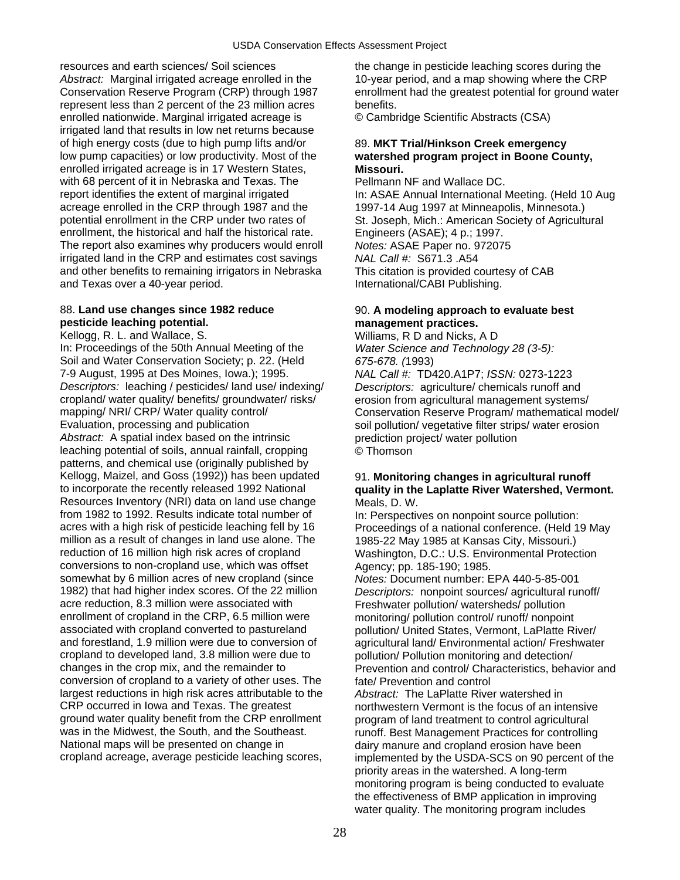resources and earth sciences/ Soil sciences
*Abstract:* Marginal irrigated acreage enrolled in the Conservation Reserve Program (CRP) through 1987 represent less than 2 percent of the 23 million acres enrolled nationwide. Marginal irrigated acreage is irrigated land that results in low net returns because of high energy costs (due to high pump lifts and/or low pump capacities) or low productivity. Most of the enrolled irrigated acreage is in 17 Western States, with 68 percent of it in Nebraska and Texas. The report identifies the extent of marginal irrigated acreage enrolled in the CRP through 1987 and the potential enrollment in the CRP under two rates of enrollment, the historical and half the historical rate. The report also examines why producers would enroll irrigated land in the CRP and estimates cost savings and other benefits to remaining irrigators in Nebraska and Texas over a 40-year period.

88. **Land use changes since 1982 reduce pesticide leaching potential.**
Kellogg, R. L. and Wallace, S.
In: Proceedings of the 50th Annual Meeting of the Soil and Water Conservation Society; p. 22. (Held 7-9 August, 1995 at Des Moines, Iowa.); 1995.
*Descriptors:* leaching / pesticides/ land use/ indexing/ cropland/ water quality/ benefits/ groundwater/ risks/ mapping/ NRI/ CRP/ Water quality control/ Evaluation, processing and publication
*Abstract:* A spatial index based on the intrinsic leaching potential of soils, annual rainfall, cropping patterns, and chemical use (originally published by Kellogg, Maizel, and Goss (1992)) has been updated to incorporate the recently released 1992 National Resources Inventory (NRI) data on land use change from 1982 to 1992. Results indicate total number of acres with a high risk of pesticide leaching fell by 16 million as a result of changes in land use alone. The reduction of 16 million high risk acres of cropland conversions to non-cropland use, which was offset somewhat by 6 million acres of new cropland (since 1982) that had higher index scores. Of the 22 million acre reduction, 8.3 million were associated with enrollment of cropland in the CRP, 6.5 million were associated with cropland converted to pastureland and forestland, 1.9 million were due to conversion of cropland to developed land, 3.8 million were due to changes in the crop mix, and the remainder to conversion of cropland to a variety of other uses. The largest reductions in high risk acres attributable to the CRP occurred in Iowa and Texas. The greatest ground water quality benefit from the CRP enrollment was in the Midwest, the South, and the Southeast. National maps will be presented on change in cropland acreage, average pesticide leaching scores, the change in pesticide leaching scores during the 10-year period, and a map showing where the CRP enrollment had the greatest potential for ground water benefits.
© Cambridge Scientific Abstracts (CSA)

89. **MKT Trial/Hinkson Creek emergency watershed program project in Boone County, Missouri.**
Pellmann NF and Wallace DC.
In: ASAE Annual International Meeting. (Held 10 Aug 1997-14 Aug 1997 at Minneapolis, Minnesota.) St. Joseph, Mich.: American Society of Agricultural Engineers (ASAE); 4 p.; 1997.
*Notes:* ASAE Paper no. 972075
*NAL Call #:* S671.3 .A54
This citation is provided courtesy of CAB International/CABI Publishing.

90. **A modeling approach to evaluate best management practices.**
Williams, R D and Nicks, A D
*Water Science and Technology 28 (3-5): 675-678.* (1993)
*NAL Call #:* TD420.A1P7; *ISSN:* 0273-1223
*Descriptors:* agriculture/ chemicals runoff and erosion from agricultural management systems/ Conservation Reserve Program/ mathematical model/ soil pollution/ vegetative filter strips/ water erosion prediction project/ water pollution
© Thomson

91. **Monitoring changes in agricultural runoff quality in the Laplatte River Watershed, Vermont.**
Meals, D. W.
In: Perspectives on nonpoint source pollution: Proceedings of a national conference. (Held 19 May 1985-22 May 1985 at Kansas City, Missouri.) Washington, D.C.: U.S. Environmental Protection Agency; pp. 185-190; 1985.
*Notes:* Document number: EPA 440-5-85-001
*Descriptors:* nonpoint sources/ agricultural runoff/ Freshwater pollution/ watersheds/ pollution monitoring/ pollution control/ runoff/ nonpoint pollution/ United States, Vermont, LaPlatte River/ agricultural land/ Environmental action/ Freshwater pollution/ Pollution monitoring and detection/ Prevention and control/ Characteristics, behavior and fate/ Prevention and control
*Abstract:* The LaPlatte River watershed in northwestern Vermont is the focus of an intensive program of land treatment to control agricultural runoff. Best Management Practices for controlling dairy manure and cropland erosion have been implemented by the USDA-SCS on 90 percent of the priority areas in the watershed. A long-term monitoring program is being conducted to evaluate the effectiveness of BMP application in improving water quality. The monitoring program includes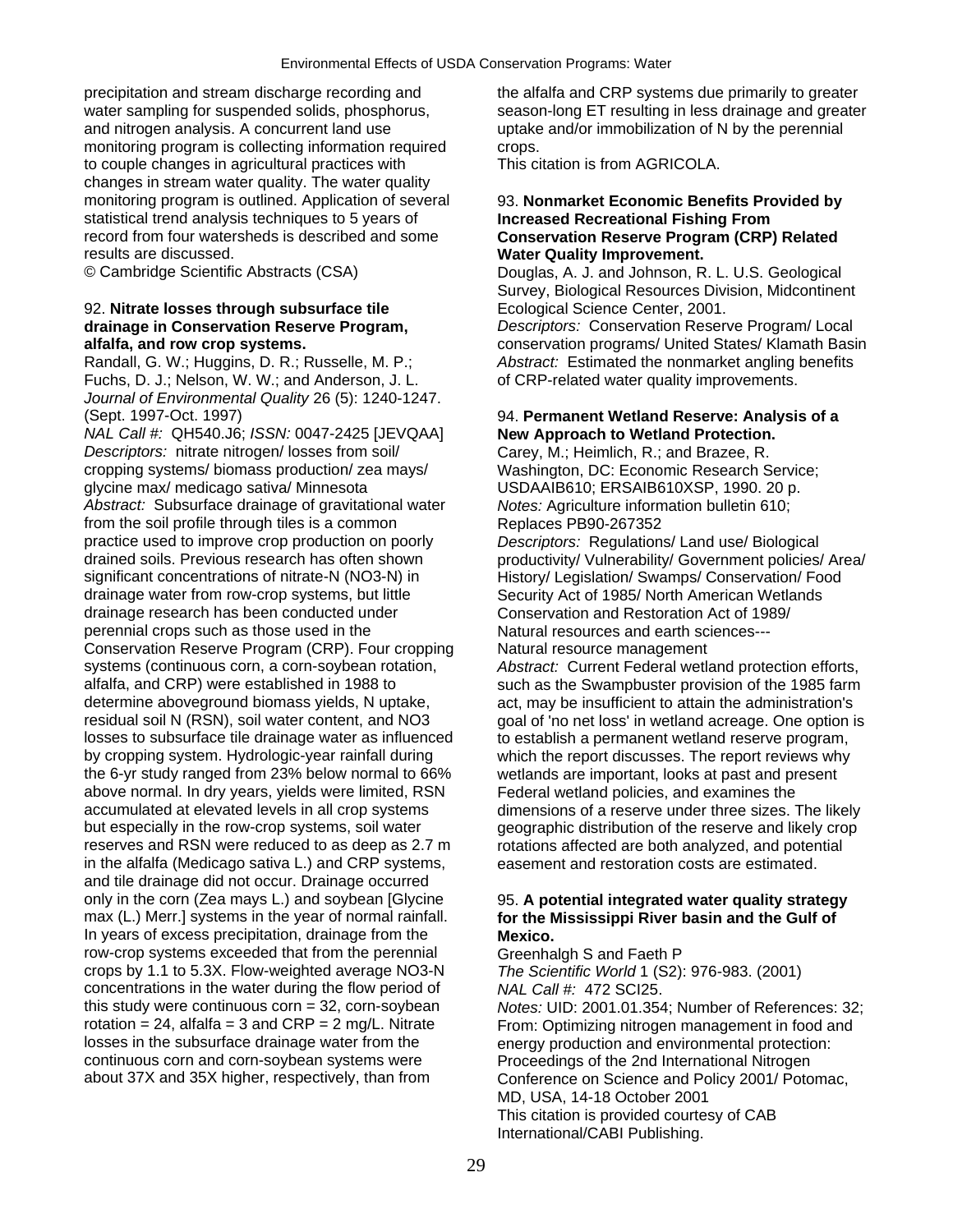precipitation and stream discharge recording and water sampling for suspended solids, phosphorus, and nitrogen analysis. A concurrent land use monitoring program is collecting information required to couple changes in agricultural practices with changes in stream water quality. The water quality monitoring program is outlined. Application of several statistical trend analysis techniques to 5 years of record from four watersheds is described and some results are discussed.
© Cambridge Scientific Abstracts (CSA)

92. **Nitrate losses through subsurface tile drainage in Conservation Reserve Program, alfalfa, and row crop systems.**
Randall, G. W.; Huggins, D. R.; Russelle, M. P.; Fuchs, D. J.; Nelson, W. W.; and Anderson, J. L.
*Journal of Environmental Quality* 26 (5): 1240-1247. (Sept. 1997-Oct. 1997)
*NAL Call #:* QH540.J6; *ISSN:* 0047-2425 [JEVQAA]
*Descriptors:* nitrate nitrogen/ losses from soil/ cropping systems/ biomass production/ zea mays/ glycine max/ medicago sativa/ Minnesota
*Abstract:* Subsurface drainage of gravitational water from the soil profile through tiles is a common practice used to improve crop production on poorly drained soils. Previous research has often shown significant concentrations of nitrate-N (NO3-N) in drainage water from row-crop systems, but little drainage research has been conducted under perennial crops such as those used in the Conservation Reserve Program (CRP). Four cropping systems (continuous corn, a corn-soybean rotation, alfalfa, and CRP) were established in 1988 to determine aboveground biomass yields, N uptake, residual soil N (RSN), soil water content, and NO3 losses to subsurface tile drainage water as influenced by cropping system. Hydrologic-year rainfall during the 6-yr study ranged from 23% below normal to 66% above normal. In dry years, yields were limited, RSN accumulated at elevated levels in all crop systems but especially in the row-crop systems, soil water reserves and RSN were reduced to as deep as 2.7 m in the alfalfa (Medicago sativa L.) and CRP systems, and tile drainage did not occur. Drainage occurred only in the corn (Zea mays L.) and soybean [Glycine max (L.) Merr.] systems in the year of normal rainfall. In years of excess precipitation, drainage from the row-crop systems exceeded that from the perennial crops by 1.1 to 5.3X. Flow-weighted average NO3-N concentrations in the water during the flow period of this study were continuous corn = 32, corn-soybean rotation = 24, alfalfa = 3 and CRP = 2 mg/L. Nitrate losses in the subsurface drainage water from the continuous corn and corn-soybean systems were about 37X and 35X higher, respectively, than from the alfalfa and CRP systems due primarily to greater season-long ET resulting in less drainage and greater uptake and/or immobilization of N by the perennial crops.
This citation is from AGRICOLA.

93. **Nonmarket Economic Benefits Provided by Increased Recreational Fishing From Conservation Reserve Program (CRP) Related Water Quality Improvement.**
Douglas, A. J. and Johnson, R. L. U.S. Geological Survey, Biological Resources Division, Midcontinent Ecological Science Center, 2001.
*Descriptors:* Conservation Reserve Program/ Local conservation programs/ United States/ Klamath Basin
*Abstract:* Estimated the nonmarket angling benefits of CRP-related water quality improvements.

94. **Permanent Wetland Reserve: Analysis of a New Approach to Wetland Protection.**
Carey, M.; Heimlich, R.; and Brazee, R.
Washington, DC: Economic Research Service; USDAAIB610; ERSAIB610XSP, 1990. 20 p.
*Notes:* Agriculture information bulletin 610; Replaces PB90-267352
*Descriptors:* Regulations/ Land use/ Biological productivity/ Vulnerability/ Government policies/ Area/ History/ Legislation/ Swamps/ Conservation/ Food Security Act of 1985/ North American Wetlands Conservation and Restoration Act of 1989/ Natural resources and earth sciences--- Natural resource management
*Abstract:* Current Federal wetland protection efforts, such as the Swampbuster provision of the 1985 farm act, may be insufficient to attain the administration's goal of 'no net loss' in wetland acreage. One option is to establish a permanent wetland reserve program, which the report discusses. The report reviews why wetlands are important, looks at past and present Federal wetland policies, and examines the dimensions of a reserve under three sizes. The likely geographic distribution of the reserve and likely crop rotations affected are both analyzed, and potential easement and restoration costs are estimated.

95. **A potential integrated water quality strategy for the Mississippi River basin and the Gulf of Mexico.**
Greenhalgh S and Faeth P
*The Scientific World* 1 (S2): 976-983. (2001)
*NAL Call #:* 472 SCI25.
*Notes:* UID: 2001.01.354; Number of References: 32; From: Optimizing nitrogen management in food and energy production and environmental protection: Proceedings of the 2nd International Nitrogen Conference on Science and Policy 2001/ Potomac, MD, USA, 14-18 October 2001
This citation is provided courtesy of CAB International/CABI Publishing.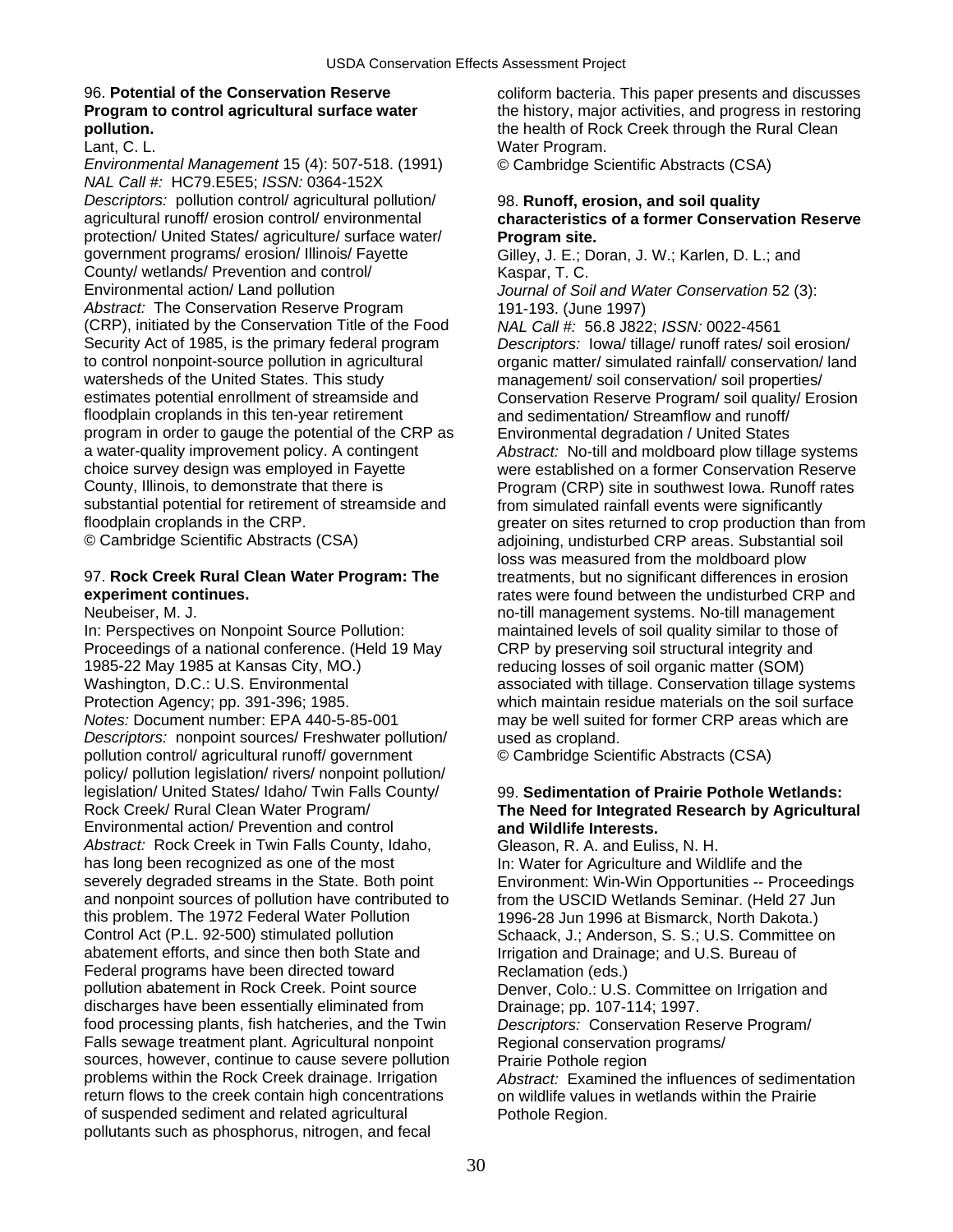96. **Potential of the Conservation Reserve Program to control agricultural surface water pollution.**
Lant, C. L.
*Environmental Management* 15 (4): 507-518. (1991)
*NAL Call #:* HC79.E5E5; *ISSN:* 0364-152X
*Descriptors:* pollution control/ agricultural pollution/ agricultural runoff/ erosion control/ environmental protection/ United States/ agriculture/ surface water/ government programs/ erosion/ Illinois/ Fayette County/ wetlands/ Prevention and control/ Environmental action/ Land pollution
*Abstract:* The Conservation Reserve Program (CRP), initiated by the Conservation Title of the Food Security Act of 1985, is the primary federal program to control nonpoint-source pollution in agricultural watersheds of the United States. This study estimates potential enrollment of streamside and floodplain croplands in this ten-year retirement program in order to gauge the potential of the CRP as a water-quality improvement policy. A contingent choice survey design was employed in Fayette County, Illinois, to demonstrate that there is substantial potential for retirement of streamside and floodplain croplands in the CRP.
© Cambridge Scientific Abstracts (CSA)

97. **Rock Creek Rural Clean Water Program: The experiment continues.**
Neubeiser, M. J.
In: Perspectives on Nonpoint Source Pollution: Proceedings of a national conference. (Held 19 May 1985-22 May 1985 at Kansas City, MO.) Washington, D.C.: U.S. Environmental Protection Agency; pp. 391-396; 1985.
*Notes:* Document number: EPA 440-5-85-001
*Descriptors:* nonpoint sources/ Freshwater pollution/ pollution control/ agricultural runoff/ government policy/ pollution legislation/ rivers/ nonpoint pollution/ legislation/ United States/ Idaho/ Twin Falls County/ Rock Creek/ Rural Clean Water Program/ Environmental action/ Prevention and control
*Abstract:* Rock Creek in Twin Falls County, Idaho, has long been recognized as one of the most severely degraded streams in the State. Both point and nonpoint sources of pollution have contributed to this problem. The 1972 Federal Water Pollution Control Act (P.L. 92-500) stimulated pollution abatement efforts, and since then both State and Federal programs have been directed toward pollution abatement in Rock Creek. Point source discharges have been essentially eliminated from food processing plants, fish hatcheries, and the Twin Falls sewage treatment plant. Agricultural nonpoint sources, however, continue to cause severe pollution problems within the Rock Creek drainage. Irrigation return flows to the creek contain high concentrations of suspended sediment and related agricultural pollutants such as phosphorus, nitrogen, and fecal coliform bacteria. This paper presents and discusses the history, major activities, and progress in restoring the health of Rock Creek through the Rural Clean Water Program.
© Cambridge Scientific Abstracts (CSA)

98. **Runoff, erosion, and soil quality characteristics of a former Conservation Reserve Program site.**
Gilley, J. E.; Doran, J. W.; Karlen, D. L.; and Kaspar, T. C.
*Journal of Soil and Water Conservation* 52 (3): 191-193. (June 1997)
*NAL Call #:* 56.8 J822; *ISSN:* 0022-4561
*Descriptors:* Iowa/ tillage/ runoff rates/ soil erosion/ organic matter/ simulated rainfall/ conservation/ land management/ soil conservation/ soil properties/ Conservation Reserve Program/ soil quality/ Erosion and sedimentation/ Streamflow and runoff/ Environmental degradation / United States
*Abstract:* No-till and moldboard plow tillage systems were established on a former Conservation Reserve Program (CRP) site in southwest Iowa. Runoff rates from simulated rainfall events were significantly greater on sites returned to crop production than from adjoining, undisturbed CRP areas. Substantial soil loss was measured from the moldboard plow treatments, but no significant differences in erosion rates were found between the undisturbed CRP and no-till management systems. No-till management maintained levels of soil quality similar to those of CRP by preserving soil structural integrity and reducing losses of soil organic matter (SOM) associated with tillage. Conservation tillage systems which maintain residue materials on the soil surface may be well suited for former CRP areas which are used as cropland.
© Cambridge Scientific Abstracts (CSA)

99. **Sedimentation of Prairie Pothole Wetlands: The Need for Integrated Research by Agricultural and Wildlife Interests.**
Gleason, R. A. and Euliss, N. H.
In: Water for Agriculture and Wildlife and the Environment: Win-Win Opportunities -- Proceedings from the USCID Wetlands Seminar. (Held 27 Jun 1996-28 Jun 1996 at Bismarck, North Dakota.) Schaack, J.; Anderson, S. S.; U.S. Committee on Irrigation and Drainage; and U.S. Bureau of Reclamation (eds.)
Denver, Colo.: U.S. Committee on Irrigation and Drainage; pp. 107-114; 1997.
*Descriptors:* Conservation Reserve Program/ Regional conservation programs/ Prairie Pothole region
*Abstract:* Examined the influences of sedimentation on wildlife values in wetlands within the Prairie Pothole Region.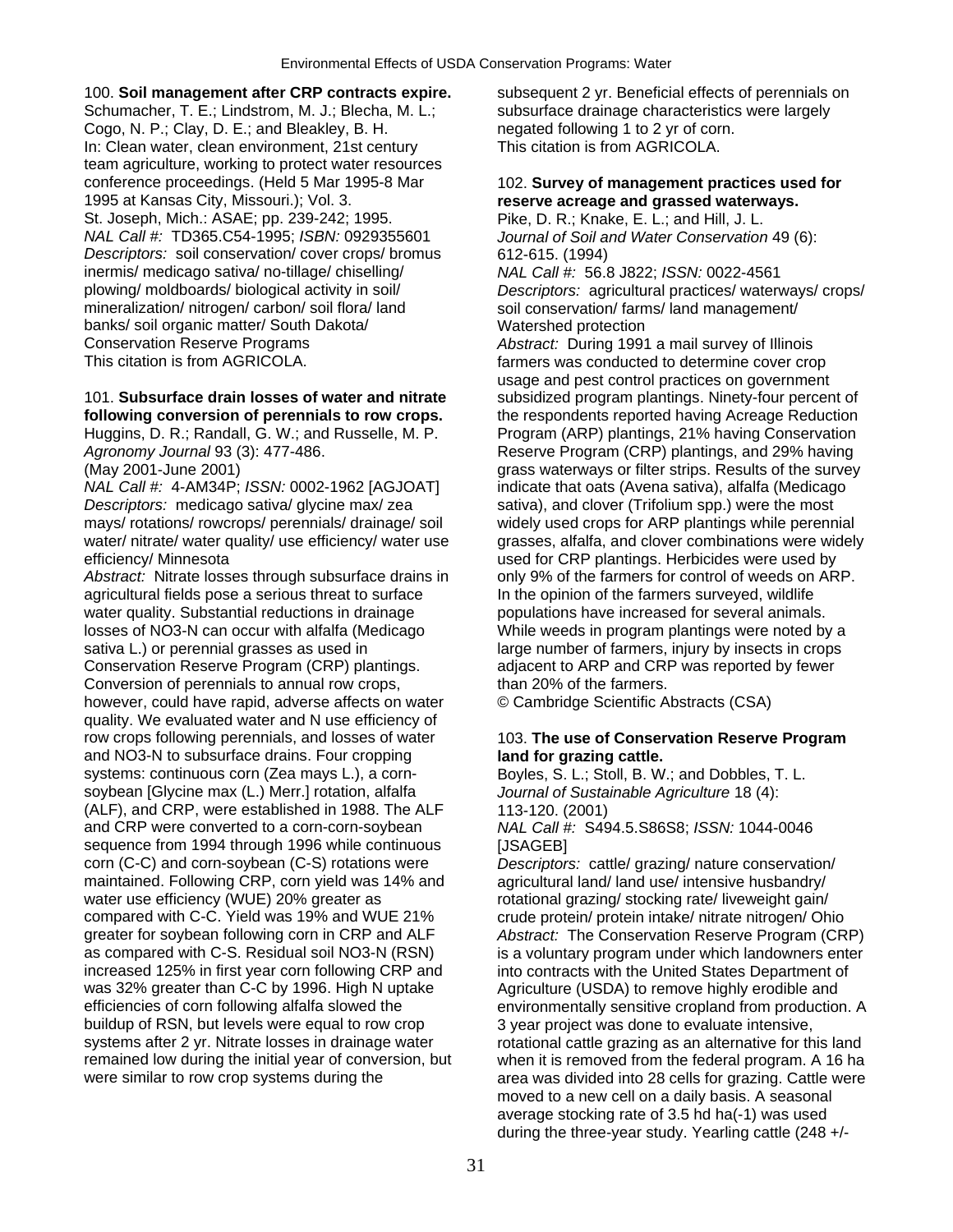100. **Soil management after CRP contracts expire.**
Schumacher, T. E.; Lindstrom, M. J.; Blecha, M. L.; Cogo, N. P.; Clay, D. E.; and Bleakley, B. H.
In: Clean water, clean environment, 21st century team agriculture, working to protect water resources conference proceedings. (Held 5 Mar 1995-8 Mar 1995 at Kansas City, Missouri.); Vol. 3.
St. Joseph, Mich.: ASAE; pp. 239-242; 1995.
*NAL Call #:* TD365.C54-1995; *ISBN:* 0929355601
*Descriptors:* soil conservation/ cover crops/ bromus inermis/ medicago sativa/ no-tillage/ chiselling/ plowing/ moldboards/ biological activity in soil/ mineralization/ nitrogen/ carbon/ soil flora/ land banks/ soil organic matter/ South Dakota/ Conservation Reserve Programs
This citation is from AGRICOLA.

101. **Subsurface drain losses of water and nitrate following conversion of perennials to row crops.**
Huggins, D. R.; Randall, G. W.; and Russelle, M. P.
*Agronomy Journal* 93 (3): 477-486. (May 2001-June 2001)
*NAL Call #:* 4-AM34P; *ISSN:* 0002-1962 [AGJOAT]
*Descriptors:* medicago sativa/ glycine max/ zea mays/ rotations/ rowcrops/ perennials/ drainage/ soil water/ nitrate/ water quality/ use efficiency/ water use efficiency/ Minnesota
*Abstract:* Nitrate losses through subsurface drains in agricultural fields pose a serious threat to surface water quality. Substantial reductions in drainage losses of NO3-N can occur with alfalfa (Medicago sativa L.) or perennial grasses as used in Conservation Reserve Program (CRP) plantings. Conversion of perennials to annual row crops, however, could have rapid, adverse affects on water quality. We evaluated water and N use efficiency of row crops following perennials, and losses of water and NO3-N to subsurface drains. Four cropping systems: continuous corn (Zea mays L.), a corn-soybean [Glycine max (L.) Merr.] rotation, alfalfa (ALF), and CRP, were established in 1988. The ALF and CRP were converted to a corn-corn-soybean sequence from 1994 through 1996 while continuous corn (C-C) and corn-soybean (C-S) rotations were maintained. Following CRP, corn yield was 14% and water use efficiency (WUE) 20% greater as compared with C-C. Yield was 19% and WUE 21% greater for soybean following corn in CRP and ALF as compared with C-S. Residual soil NO3-N (RSN) increased 125% in first year corn following CRP and was 32% greater than C-C by 1996. High N uptake efficiencies of corn following alfalfa slowed the buildup of RSN, but levels were equal to row crop systems after 2 yr. Nitrate losses in drainage water remained low during the initial year of conversion, but were similar to row crop systems during the subsequent 2 yr. Beneficial effects of perennials on subsurface drainage characteristics were largely negated following 1 to 2 yr of corn.
This citation is from AGRICOLA.

102. **Survey of management practices used for reserve acreage and grassed waterways.**
Pike, D. R.; Knake, E. L.; and Hill, J. L.
*Journal of Soil and Water Conservation* 49 (6): 612-615. (1994)
*NAL Call #:* 56.8 J822; *ISSN:* 0022-4561
*Descriptors:* agricultural practices/ waterways/ crops/ soil conservation/ farms/ land management/ Watershed protection
*Abstract:* During 1991 a mail survey of Illinois farmers was conducted to determine cover crop usage and pest control practices on government subsidized program plantings. Ninety-four percent of the respondents reported having Acreage Reduction Program (ARP) plantings, 21% having Conservation Reserve Program (CRP) plantings, and 29% having grass waterways or filter strips. Results of the survey indicate that oats (Avena sativa), alfalfa (Medicago sativa), and clover (Trifolium spp.) were the most widely used crops for ARP plantings while perennial grasses, alfalfa, and clover combinations were widely used for CRP plantings. Herbicides were used by only 9% of the farmers for control of weeds on ARP. In the opinion of the farmers surveyed, wildlife populations have increased for several animals. While weeds in program plantings were noted by a large number of farmers, injury by insects in crops adjacent to ARP and CRP was reported by fewer than 20% of the farmers.
© Cambridge Scientific Abstracts (CSA)

103. **The use of Conservation Reserve Program land for grazing cattle.**
Boyles, S. L.; Stoll, B. W.; and Dobbles, T. L.
*Journal of Sustainable Agriculture* 18 (4): 113-120. (2001)
*NAL Call #:* S494.5.S86S8; *ISSN:* 1044-0046 [JSAGEB]
*Descriptors:* cattle/ grazing/ nature conservation/ agricultural land/ land use/ intensive husbandry/ rotational grazing/ stocking rate/ liveweight gain/ crude protein/ protein intake/ nitrate nitrogen/ Ohio
*Abstract:* The Conservation Reserve Program (CRP) is a voluntary program under which landowners enter into contracts with the United States Department of Agriculture (USDA) to remove highly erodible and environmentally sensitive cropland from production. A 3 year project was done to evaluate intensive, rotational cattle grazing as an alternative for this land when it is removed from the federal program. A 16 ha area was divided into 28 cells for grazing. Cattle were moved to a new cell on a daily basis. A seasonal average stocking rate of 3.5 hd ha(-1) was used during the three-year study. Yearling cattle (248 +/-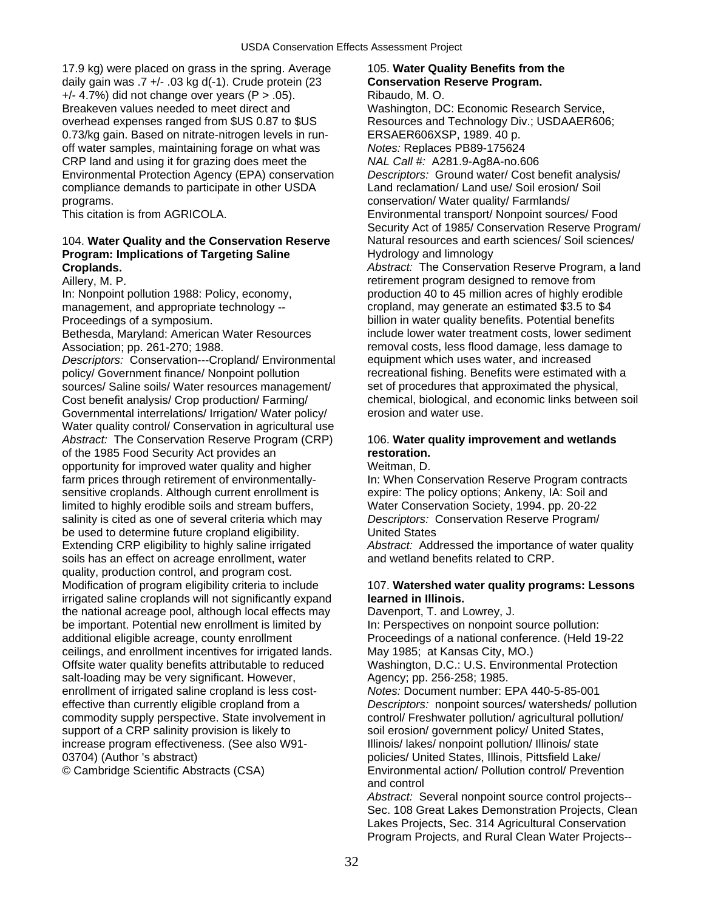17.9 kg) were placed on grass in the spring. Average daily gain was .7 +/- .03 kg d(-1). Crude protein (23 +/- 4.7%) did not change over years (P > .05). Breakeven values needed to meet direct and overhead expenses ranged from $US 0.87 to $US 0.73/kg gain. Based on nitrate-nitrogen levels in run-off water samples, maintaining forage on what was CRP land and using it for grazing does meet the Environmental Protection Agency (EPA) conservation compliance demands to participate in other USDA programs.
This citation is from AGRICOLA.

**104. Water Quality and the Conservation Reserve Program: Implications of Targeting Saline Croplands.**
Aillery, M. P.
In: Nonpoint pollution 1988: Policy, economy, management, and appropriate technology -- Proceedings of a symposium.
Bethesda, Maryland: American Water Resources Association; pp. 261-270; 1988.
*Descriptors:* Conservation---Cropland/ Environmental policy/ Government finance/ Nonpoint pollution sources/ Saline soils/ Water resources management/ Cost benefit analysis/ Crop production/ Farming/ Governmental interrelations/ Irrigation/ Water policy/ Water quality control/ Conservation in agricultural use
*Abstract:* The Conservation Reserve Program (CRP) of the 1985 Food Security Act provides an opportunity for improved water quality and higher farm prices through retirement of environmentally-sensitive croplands. Although current enrollment is limited to highly erodible soils and stream buffers, salinity is cited as one of several criteria which may be used to determine future cropland eligibility. Extending CRP eligibility to highly saline irrigated soils has an effect on acreage enrollment, water quality, production control, and program cost. Modification of program eligibility criteria to include irrigated saline croplands will not significantly expand the national acreage pool, although local effects may be important. Potential new enrollment is limited by additional eligible acreage, county enrollment ceilings, and enrollment incentives for irrigated lands. Offsite water quality benefits attributable to reduced salt-loading may be very significant. However, enrollment of irrigated saline cropland is less cost-effective than currently eligible cropland from a commodity supply perspective. State involvement in support of a CRP salinity provision is likely to increase program effectiveness. (See also W91-03704) (Author 's abstract)
© Cambridge Scientific Abstracts (CSA)

**105. Water Quality Benefits from the Conservation Reserve Program.**
Ribaudo, M. O.
Washington, DC: Economic Research Service, Resources and Technology Div.; USDAAER606; ERSAER606XSP, 1989. 40 p.
*Notes:* Replaces PB89-175624
*NAL Call #:* A281.9-Ag8A-no.606
*Descriptors:* Ground water/ Cost benefit analysis/ Land reclamation/ Land use/ Soil erosion/ Soil conservation/ Water quality/ Farmlands/ Environmental transport/ Nonpoint sources/ Food Security Act of 1985/ Conservation Reserve Program/ Natural resources and earth sciences/ Soil sciences/ Hydrology and limnology
*Abstract:* The Conservation Reserve Program, a land retirement program designed to remove from production 40 to 45 million acres of highly erodible cropland, may generate an estimated $3.5 to $4 billion in water quality benefits. Potential benefits include lower water treatment costs, lower sediment removal costs, less flood damage, less damage to equipment which uses water, and increased recreational fishing. Benefits were estimated with a set of procedures that approximated the physical, chemical, biological, and economic links between soil erosion and water use.

**106. Water quality improvement and wetlands restoration.**
Weitman, D.
In: When Conservation Reserve Program contracts expire: The policy options; Ankeny, IA: Soil and Water Conservation Society, 1994. pp. 20-22
*Descriptors:* Conservation Reserve Program/ United States
*Abstract:* Addressed the importance of water quality and wetland benefits related to CRP.

**107. Watershed water quality programs: Lessons learned in Illinois.**
Davenport, T. and Lowrey, J.
In: Perspectives on nonpoint source pollution: Proceedings of a national conference. (Held 19-22 May 1985; at Kansas City, MO.)
Washington, D.C.: U.S. Environmental Protection Agency; pp. 256-258; 1985.
*Notes:* Document number: EPA 440-5-85-001
*Descriptors:* nonpoint sources/ watersheds/ pollution control/ Freshwater pollution/ agricultural pollution/ soil erosion/ government policy/ United States, Illinois/ lakes/ nonpoint pollution/ Illinois/ state policies/ United States, Illinois, Pittsfield Lake/ Environmental action/ Pollution control/ Prevention and control
*Abstract:* Several nonpoint source control projects--Sec. 108 Great Lakes Demonstration Projects, Clean Lakes Projects, Sec. 314 Agricultural Conservation Program Projects, and Rural Clean Water Projects--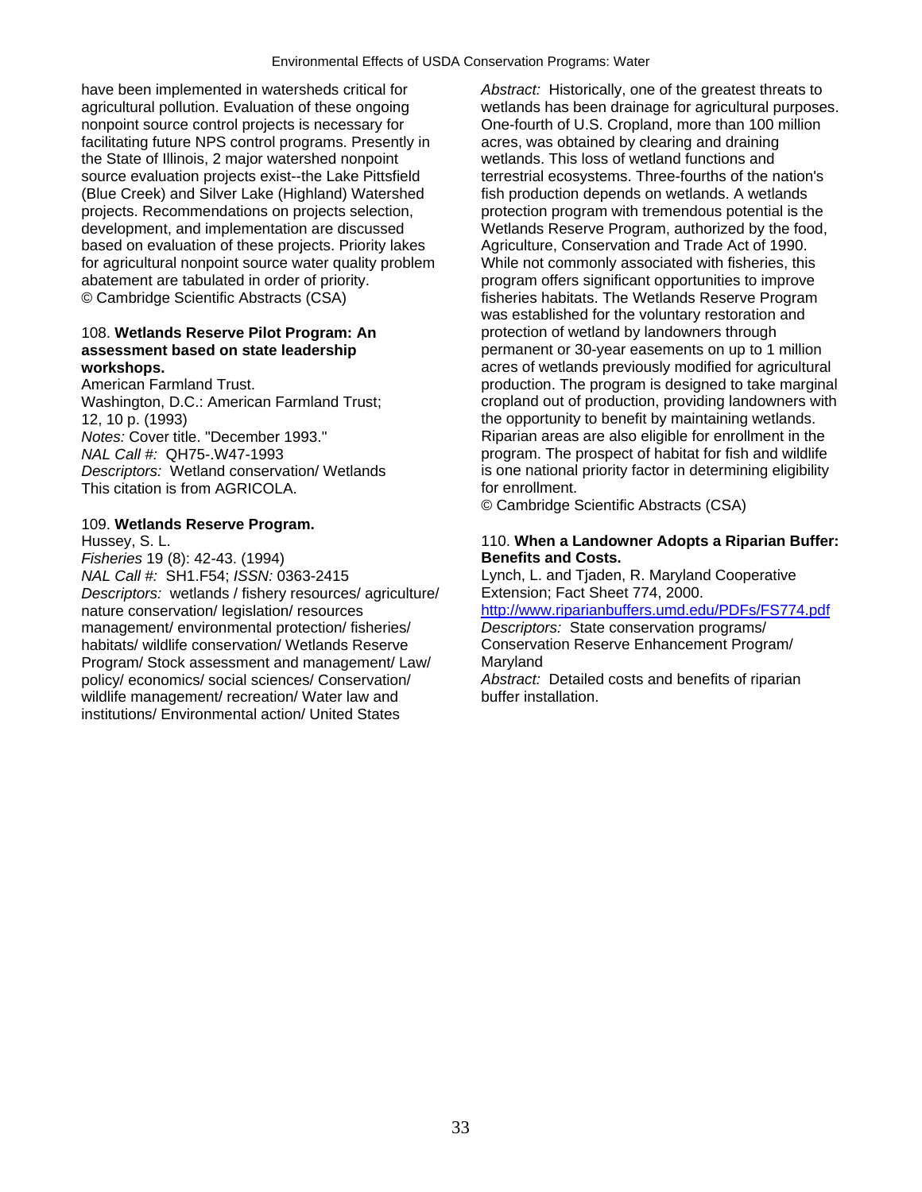have been implemented in watersheds critical for agricultural pollution. Evaluation of these ongoing nonpoint source control projects is necessary for facilitating future NPS control programs. Presently in the State of Illinois, 2 major watershed nonpoint source evaluation projects exist--the Lake Pittsfield (Blue Creek) and Silver Lake (Highland) Watershed projects. Recommendations on projects selection, development, and implementation are discussed based on evaluation of these projects. Priority lakes for agricultural nonpoint source water quality problem abatement are tabulated in order of priority.
© Cambridge Scientific Abstracts (CSA)

108. **Wetlands Reserve Pilot Program: An assessment based on state leadership workshops.**
American Farmland Trust.
Washington, D.C.: American Farmland Trust; 12, 10 p. (1993)
*Notes:* Cover title. "December 1993."
*NAL Call #:* QH75-.W47-1993
*Descriptors:* Wetland conservation/ Wetlands
This citation is from AGRICOLA.

109. **Wetlands Reserve Program.**
Hussey, S. L.
*Fisheries* 19 (8): 42-43. (1994)
*NAL Call #:* SH1.F54; *ISSN:* 0363-2415
*Descriptors:* wetlands / fishery resources/ agriculture/ nature conservation/ legislation/ resources management/ environmental protection/ fisheries/ habitats/ wildlife conservation/ Wetlands Reserve Program/ Stock assessment and management/ Law/ policy/ economics/ social sciences/ Conservation/ wildlife management/ recreation/ Water law and institutions/ Environmental action/ United States
*Abstract:* Historically, one of the greatest threats to wetlands has been drainage for agricultural purposes. One-fourth of U.S. Cropland, more than 100 million acres, was obtained by clearing and draining wetlands. This loss of wetland functions and terrestrial ecosystems. Three-fourths of the nation's fish production depends on wetlands. A wetlands protection program with tremendous potential is the Wetlands Reserve Program, authorized by the food, Agriculture, Conservation and Trade Act of 1990. While not commonly associated with fisheries, this program offers significant opportunities to improve fisheries habitats. The Wetlands Reserve Program was established for the voluntary restoration and protection of wetland by landowners through permanent or 30-year easements on up to 1 million acres of wetlands previously modified for agricultural production. The program is designed to take marginal cropland out of production, providing landowners with the opportunity to benefit by maintaining wetlands. Riparian areas are also eligible for enrollment in the program. The prospect of habitat for fish and wildlife is one national priority factor in determining eligibility for enrollment.
© Cambridge Scientific Abstracts (CSA)

110. **When a Landowner Adopts a Riparian Buffer: Benefits and Costs.**
Lynch, L. and Tjaden, R. Maryland Cooperative Extension; Fact Sheet 774, 2000.
http://www.riparianbuffers.umd.edu/PDFs/FS774.pdf
*Descriptors:* State conservation programs/ Conservation Reserve Enhancement Program/ Maryland
*Abstract:* Detailed costs and benefits of riparian buffer installation.